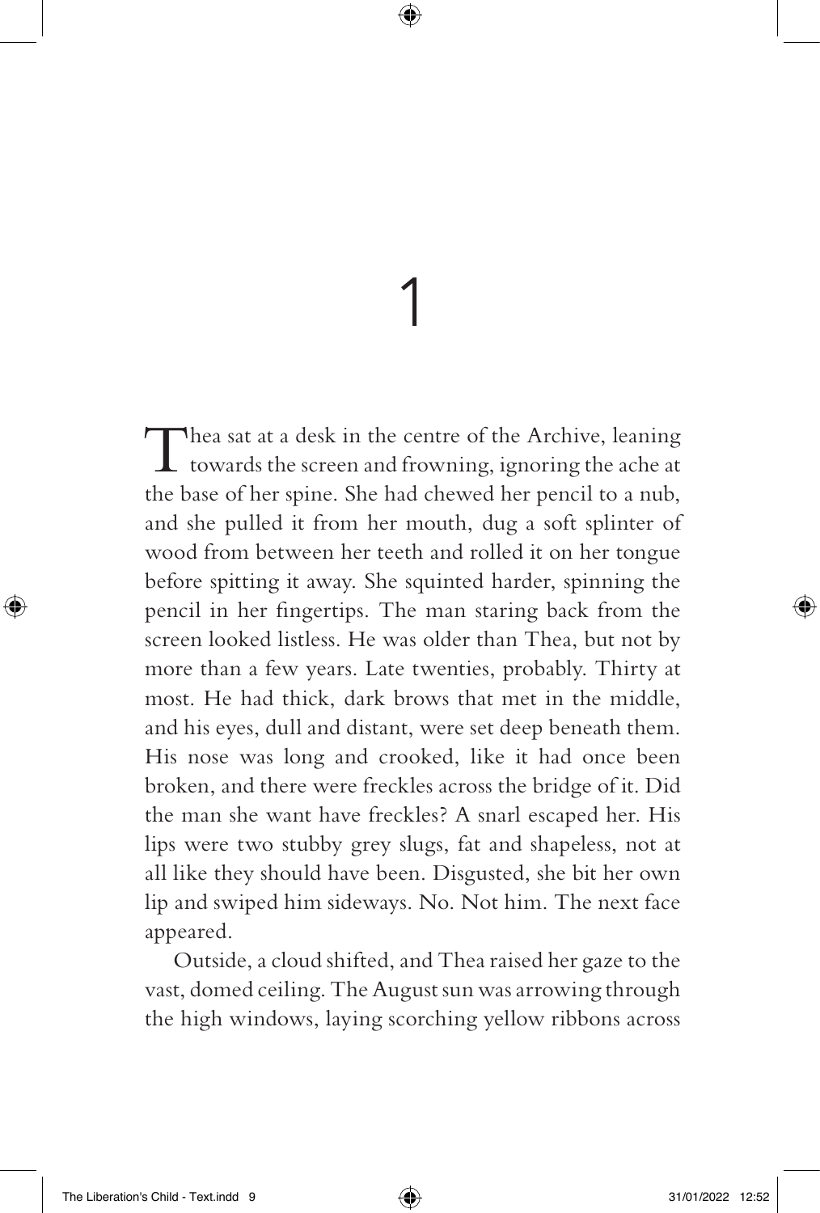# 1

Thea sat at a desk in the centre of the Archive, leaning towards the screen and frowning, ignoring the ache at the base of her spine. She had chewed her pencil to a nub, and she pulled it from her mouth, dug a soft splinter of wood from between her teeth and rolled it on her tongue before spitting it away. She squinted harder, spinning the pencil in her fingertips. The man staring back from the screen looked listless. He was older than Thea, but not by more than a few years. Late twenties, probably. Thirty at most. He had thick, dark brows that met in the middle, and his eyes, dull and distant, were set deep beneath them. His nose was long and crooked, like it had once been broken, and there were freckles across the bridge of it. Did the man she want have freckles? A snarl escaped her. His lips were two stubby grey slugs, fat and shapeless, not at all like they should have been. Disgusted, she bit her own lip and swiped him sideways. No. Not him. The next face appeared.

Outside, a cloud shifted, and Thea raised her gaze to the vast, domed ceiling. The August sun was arrowing through the high windows, laying scorching yellow ribbons across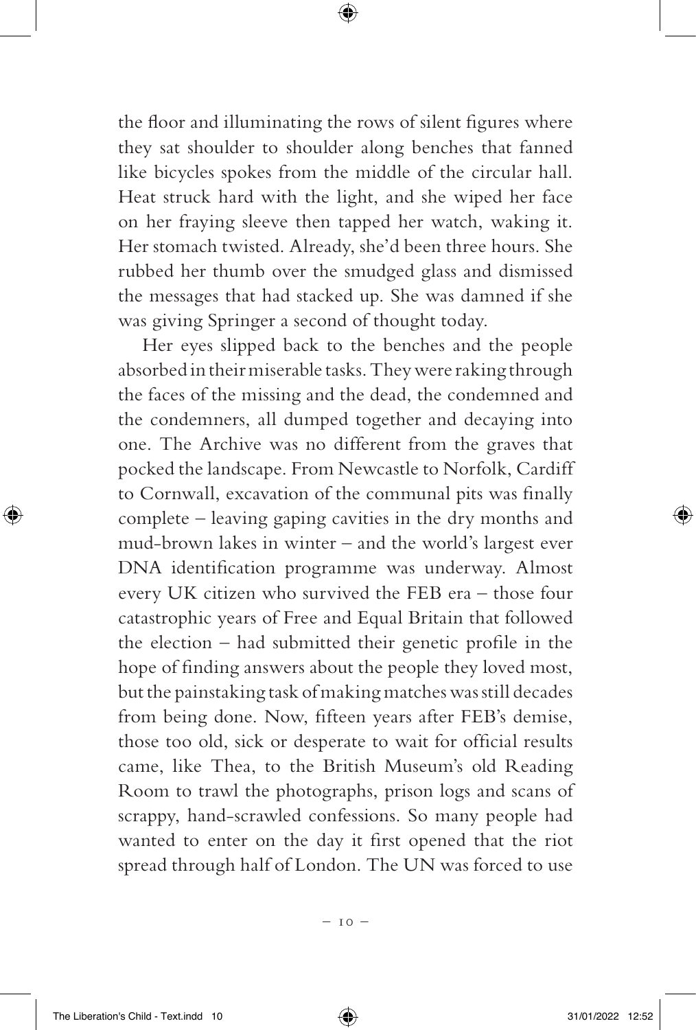the floor and illuminating the rows of silent figures where they sat shoulder to shoulder along benches that fanned like bicycles spokes from the middle of the circular hall. Heat struck hard with the light, and she wiped her face on her fraying sleeve then tapped her watch, waking it. Her stomach twisted. Already, she'd been three hours. She rubbed her thumb over the smudged glass and dismissed the messages that had stacked up. She was damned if she was giving Springer a second of thought today.

Her eyes slipped back to the benches and the people absorbed in their miserable tasks. They were raking through the faces of the missing and the dead, the condemned and the condemners, all dumped together and decaying into one. The Archive was no different from the graves that pocked the landscape. From Newcastle to Norfolk, Cardiff to Cornwall, excavation of the communal pits was finally complete – leaving gaping cavities in the dry months and mud-brown lakes in winter – and the world's largest ever DNA identification programme was underway. Almost every UK citizen who survived the FEB era – those four catastrophic years of Free and Equal Britain that followed the election – had submitted their genetic profile in the hope of finding answers about the people they loved most, but the painstaking task of making matches was still decades from being done. Now, fifteen years after FEB's demise, those too old, sick or desperate to wait for official results came, like Thea, to the British Museum's old Reading Room to trawl the photographs, prison logs and scans of scrappy, hand-scrawled confessions. So many people had wanted to enter on the day it first opened that the riot spread through half of London. The UN was forced to use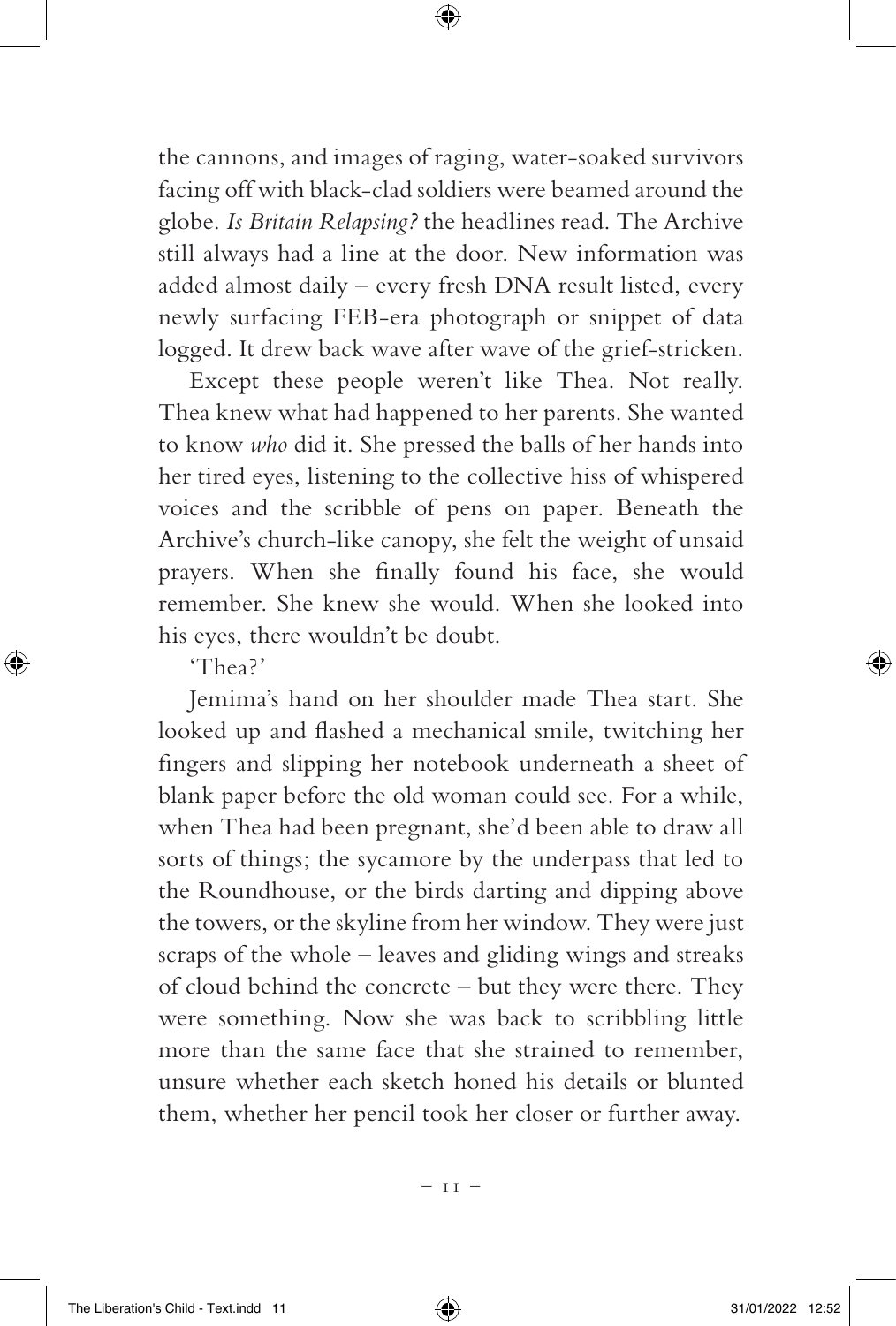the cannons, and images of raging, water-soaked survivors facing off with black-clad soldiers were beamed around the globe. *Is Britain Relapsing?* the headlines read. The Archive still always had a line at the door. New information was added almost daily – every fresh DNA result listed, every newly surfacing FEB-era photograph or snippet of data logged. It drew back wave after wave of the grief-stricken.

Except these people weren't like Thea. Not really. Thea knew what had happened to her parents. She wanted to know *who* did it. She pressed the balls of her hands into her tired eyes, listening to the collective hiss of whispered voices and the scribble of pens on paper. Beneath the Archive's church-like canopy, she felt the weight of unsaid prayers. When she finally found his face, she would remember. She knew she would. When she looked into his eyes, there wouldn't be doubt.

'Thea?'

Jemima's hand on her shoulder made Thea start. She looked up and flashed a mechanical smile, twitching her fingers and slipping her notebook underneath a sheet of blank paper before the old woman could see. For a while, when Thea had been pregnant, she'd been able to draw all sorts of things; the sycamore by the underpass that led to the Roundhouse, or the birds darting and dipping above the towers, or the skyline from her window. They were just scraps of the whole – leaves and gliding wings and streaks of cloud behind the concrete – but they were there. They were something. Now she was back to scribbling little more than the same face that she strained to remember, unsure whether each sketch honed his details or blunted them, whether her pencil took her closer or further away.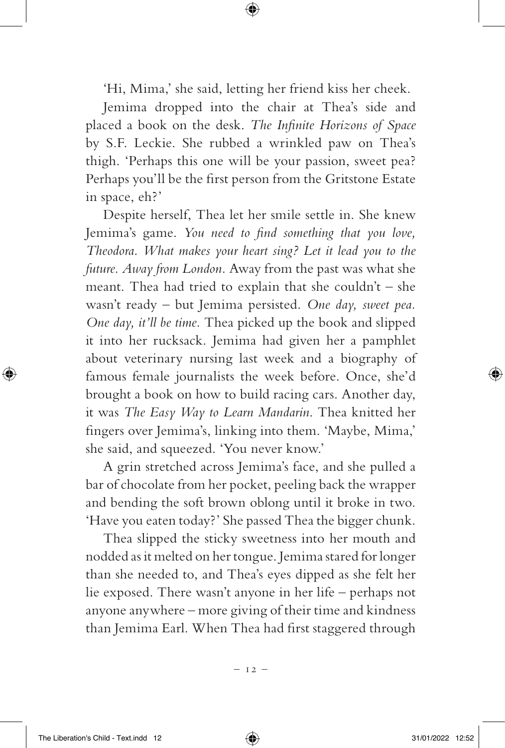'Hi, Mima,' she said, letting her friend kiss her cheek.

Jemima dropped into the chair at Thea's side and placed a book on the desk. *The Infinite Horizons of Space* by S.F. Leckie. She rubbed a wrinkled paw on Thea's thigh. 'Perhaps this one will be your passion, sweet pea? Perhaps you'll be the first person from the Gritstone Estate in space, eh?'

Despite herself, Thea let her smile settle in. She knew Jemima's game. *You need to find something that you love, Theodora. What makes your heart sing? Let it lead you to the future. Away from London.* Away from the past was what she meant. Thea had tried to explain that she couldn't – she wasn't ready – but Jemima persisted. *One day, sweet pea. One day, it'll be time.* Thea picked up the book and slipped it into her rucksack. Jemima had given her a pamphlet about veterinary nursing last week and a biography of famous female journalists the week before. Once, she'd brought a book on how to build racing cars. Another day, it was *The Easy Way to Learn Mandarin.* Thea knitted her fingers over Jemima's, linking into them. 'Maybe, Mima,' she said, and squeezed. 'You never know.'

A grin stretched across Jemima's face, and she pulled a bar of chocolate from her pocket, peeling back the wrapper and bending the soft brown oblong until it broke in two. 'Have you eaten today?' She passed Thea the bigger chunk.

Thea slipped the sticky sweetness into her mouth and nodded as it melted on her tongue. Jemima stared for longer than she needed to, and Thea's eyes dipped as she felt her lie exposed. There wasn't anyone in her life – perhaps not anyone anywhere – more giving of their time and kindness than Jemima Earl. When Thea had first staggered through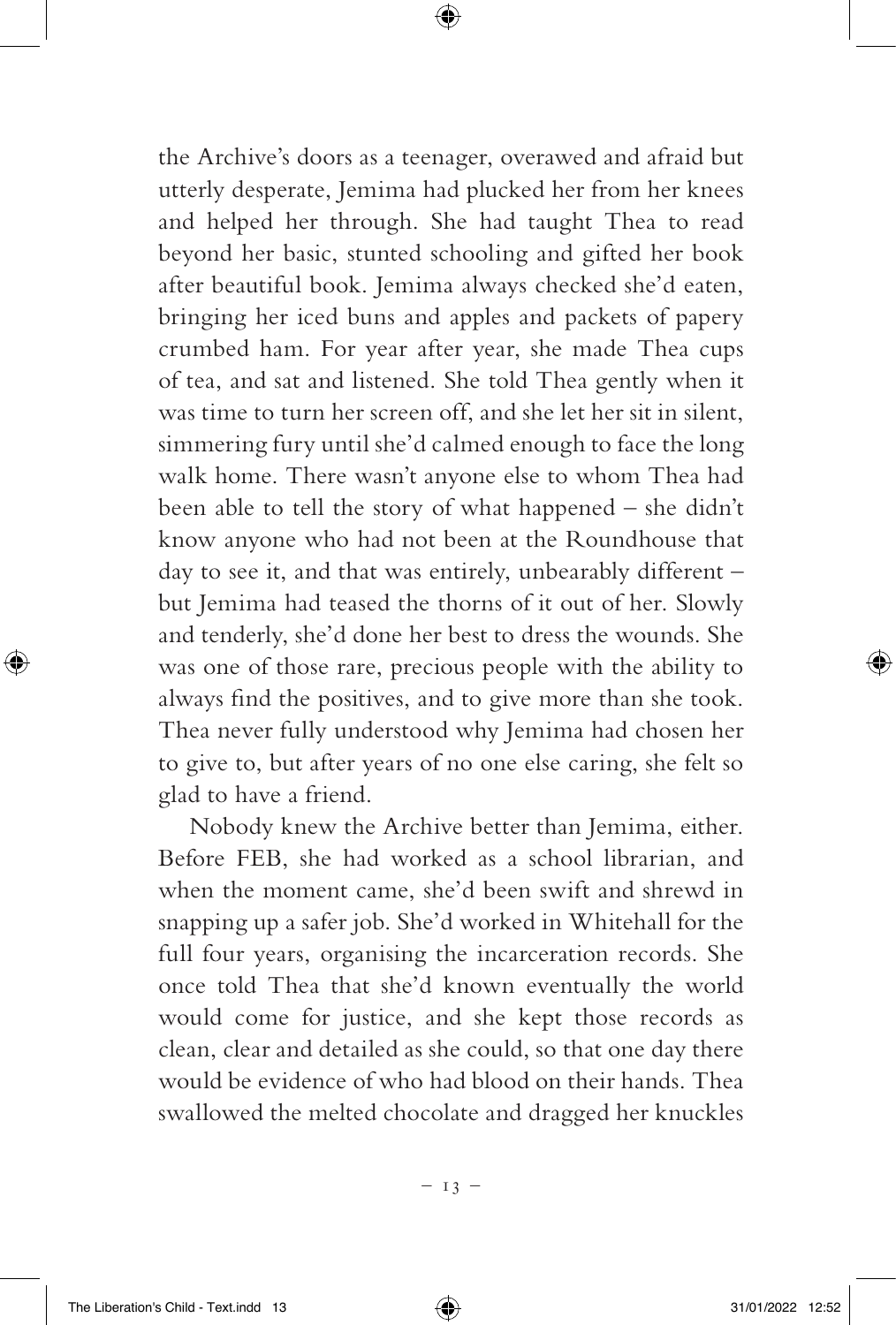the Archive's doors as a teenager, overawed and afraid but utterly desperate, Jemima had plucked her from her knees and helped her through. She had taught Thea to read beyond her basic, stunted schooling and gifted her book after beautiful book. Jemima always checked she'd eaten, bringing her iced buns and apples and packets of papery crumbed ham. For year after year, she made Thea cups of tea, and sat and listened. She told Thea gently when it was time to turn her screen off, and she let her sit in silent, simmering fury until she'd calmed enough to face the long walk home. There wasn't anyone else to whom Thea had been able to tell the story of what happened – she didn't know anyone who had not been at the Roundhouse that day to see it, and that was entirely, unbearably different – but Jemima had teased the thorns of it out of her. Slowly and tenderly, she'd done her best to dress the wounds. She was one of those rare, precious people with the ability to always find the positives, and to give more than she took. Thea never fully understood why Jemima had chosen her to give to, but after years of no one else caring, she felt so glad to have a friend.

Nobody knew the Archive better than Jemima, either. Before FEB, she had worked as a school librarian, and when the moment came, she'd been swift and shrewd in snapping up a safer job. She'd worked in Whitehall for the full four years, organising the incarceration records. She once told Thea that she'd known eventually the world would come for justice, and she kept those records as clean, clear and detailed as she could, so that one day there would be evidence of who had blood on their hands. Thea swallowed the melted chocolate and dragged her knuckles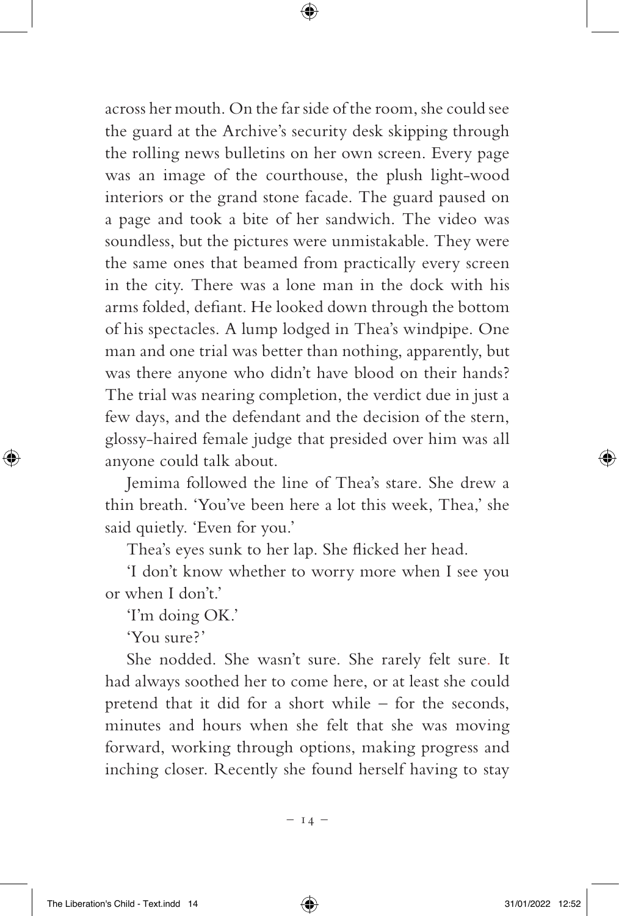across her mouth. On the far side of the room, she could see the guard at the Archive's security desk skipping through the rolling news bulletins on her own screen. Every page was an image of the courthouse, the plush light-wood interiors or the grand stone facade. The guard paused on a page and took a bite of her sandwich. The video was soundless, but the pictures were unmistakable. They were the same ones that beamed from practically every screen in the city. There was a lone man in the dock with his arms folded, defiant. He looked down through the bottom of his spectacles. A lump lodged in Thea's windpipe. One man and one trial was better than nothing, apparently, but was there anyone who didn't have blood on their hands? The trial was nearing completion, the verdict due in just a few days, and the defendant and the decision of the stern, glossy-haired female judge that presided over him was all anyone could talk about.

Jemima followed the line of Thea's stare. She drew a thin breath. 'You've been here a lot this week, Thea,' she said quietly. 'Even for you.'

Thea's eyes sunk to her lap. She flicked her head.

'I don't know whether to worry more when I see you or when I don't.'

'I'm doing OK.'

'You sure?'

She nodded. She wasn't sure. She rarely felt sure. It had always soothed her to come here, or at least she could pretend that it did for a short while – for the seconds, minutes and hours when she felt that she was moving forward, working through options, making progress and inching closer. Recently she found herself having to stay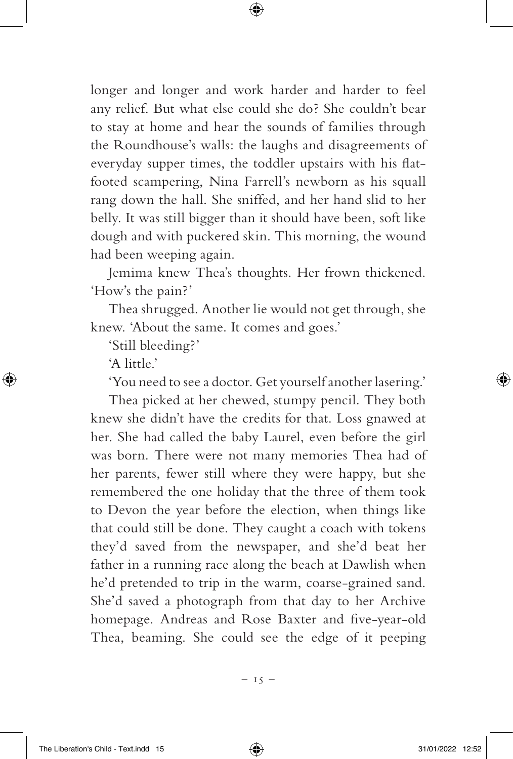longer and longer and work harder and harder to feel any relief. But what else could she do? She couldn't bear to stay at home and hear the sounds of families through the Roundhouse's walls: the laughs and disagreements of everyday supper times, the toddler upstairs with his flat-footed scampering, Nina Farrell's newborn as his squall rang down the hall. She sniffed, and her hand slid to her belly. It was still bigger than it should have been, soft like dough and with puckered skin. This morning, the wound had been weeping again.

Jemima knew Thea's thoughts. Her frown thickened. 'How's the pain?'

Thea shrugged. Another lie would not get through, she knew. 'About the same. It comes and goes.'

'Still bleeding?'

'A little.'

'You need to see a doctor. Get yourself another lasering.'

Thea picked at her chewed, stumpy pencil. They both knew she didn't have the credits for that. Loss gnawed at her. She had called the baby Laurel, even before the girl was born. There were not many memories Thea had of her parents, fewer still where they were happy, but she remembered the one holiday that the three of them took to Devon the year before the election, when things like that could still be done. They caught a coach with tokens they'd saved from the newspaper, and she'd beat her father in a running race along the beach at Dawlish when he'd pretended to trip in the warm, coarse-grained sand. She'd saved a photograph from that day to her Archive homepage. Andreas and Rose Baxter and five-year-old Thea, beaming. She could see the edge of it peeping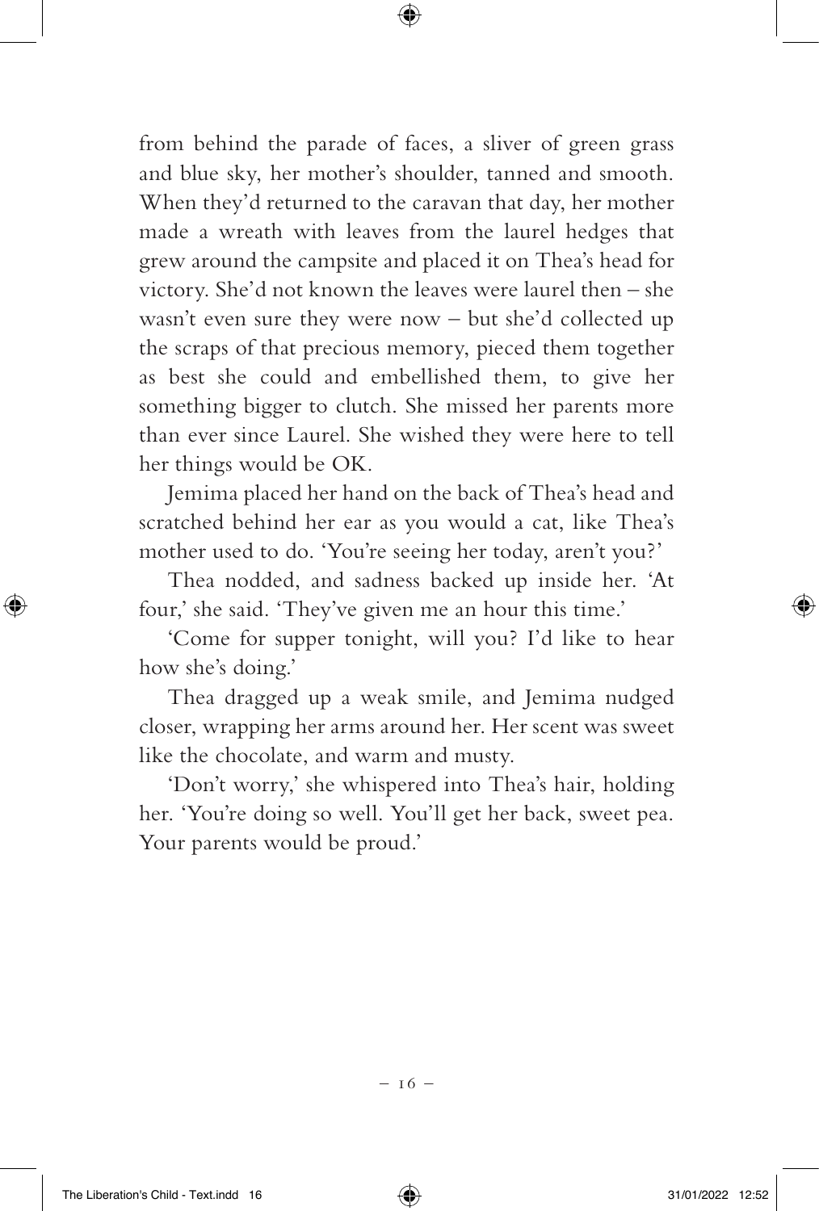from behind the parade of faces, a sliver of green grass and blue sky, her mother's shoulder, tanned and smooth. When they'd returned to the caravan that day, her mother made a wreath with leaves from the laurel hedges that grew around the campsite and placed it on Thea's head for victory. She'd not known the leaves were laurel then – she wasn't even sure they were now – but she'd collected up the scraps of that precious memory, pieced them together as best she could and embellished them, to give her something bigger to clutch. She missed her parents more than ever since Laurel. She wished they were here to tell her things would be OK.

Jemima placed her hand on the back of Thea's head and scratched behind her ear as you would a cat, like Thea's mother used to do. 'You're seeing her today, aren't you?'

Thea nodded, and sadness backed up inside her. 'At four,' she said. 'They've given me an hour this time.'

'Come for supper tonight, will you? I'd like to hear how she's doing.'

Thea dragged up a weak smile, and Jemima nudged closer, wrapping her arms around her. Her scent was sweet like the chocolate, and warm and musty.

'Don't worry,' she whispered into Thea's hair, holding her. 'You're doing so well. You'll get her back, sweet pea. Your parents would be proud.'